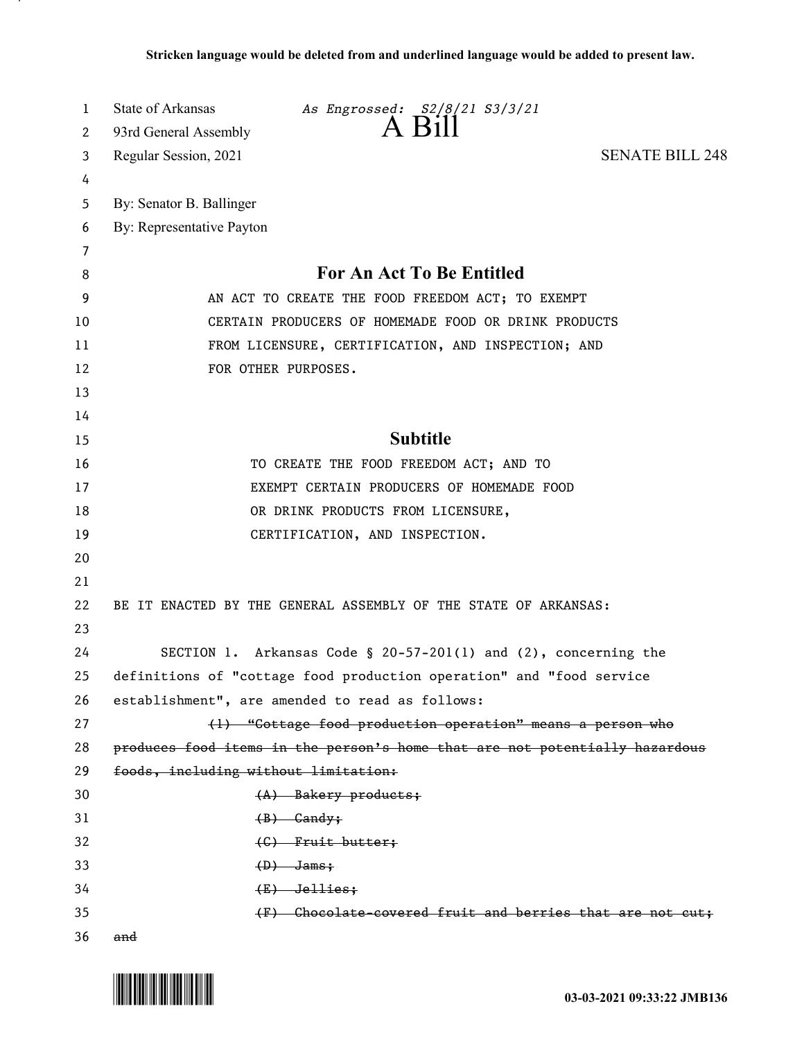**Stricken language would be deleted from and underlined language would be added to present law.**

State of Arkansas *As Engrossed: S2/8/21 S3/3/21*

93rd General Assembly **A Bill**

Regular Session, 2021 SENATE BILL 248

By: Senator B. Ballinger

By: Representative Payton

## For An Act To Be Entitled

AN ACT TO CREATE THE FOOD FREEDOM ACT; TO EXEMPT CERTAIN PRODUCERS OF HOMEMADE FOOD OR DRINK PRODUCTS FROM LICENSURE, CERTIFICATION, AND INSPECTION; AND FOR OTHER PURPOSES.

## Subtitle

TO CREATE THE FOOD FREEDOM ACT; AND TO EXEMPT CERTAIN PRODUCERS OF HOMEMADE FOOD OR DRINK PRODUCTS FROM LICENSURE, CERTIFICATION, AND INSPECTION.

BE IT ENACTED BY THE GENERAL ASSEMBLY OF THE STATE OF ARKANSAS:

SECTION 1. Arkansas Code § 20-57-201(1) and (2), concerning the definitions of "cottage food production operation" and "food service establishment", are amended to read as follows:

~~(1) "Cottage food production operation" means a person who produces food items in the person's home that are not potentially hazardous foods, including without limitation:~~

~~(A) Bakery products;~~

~~(B) Candy;~~

~~(C) Fruit butter;~~

~~(D) Jams;~~

~~(E) Jellies;~~

~~(F) Chocolate-covered fruit and berries that are not cut; and~~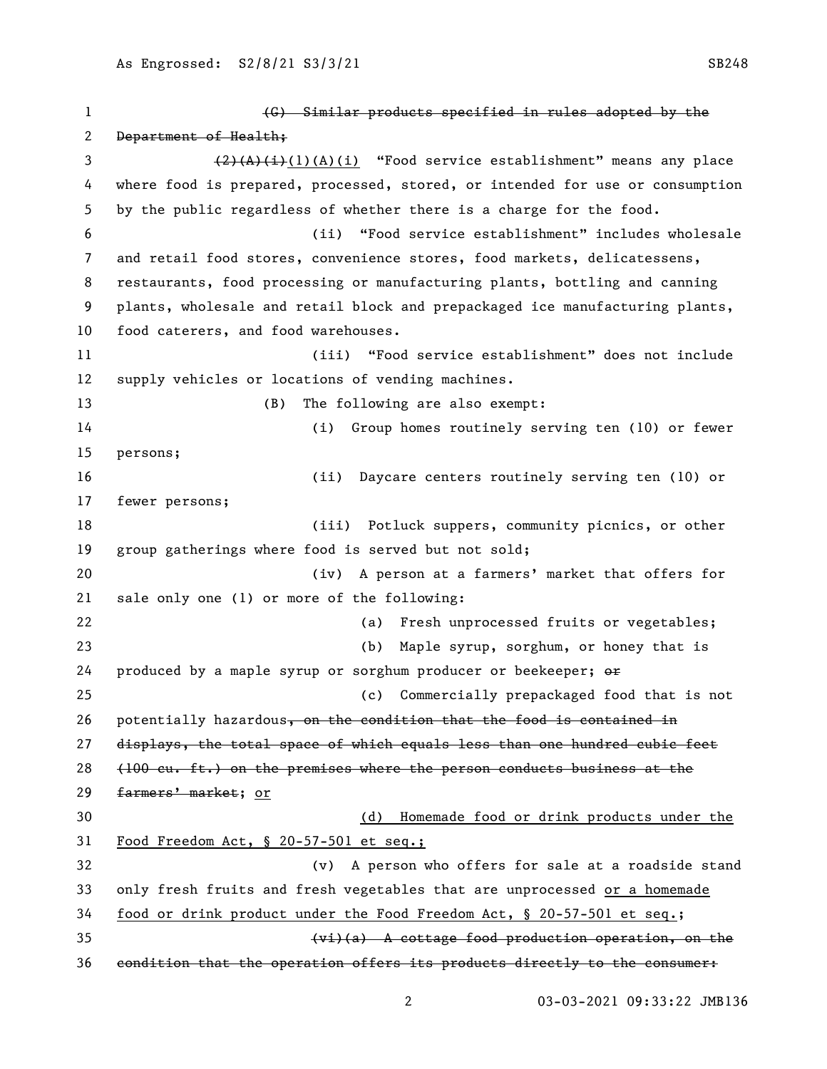~~(G) Similar products specified in rules adopted by the Department of Health;~~

~~(2)(A)(i)~~(1)(A)(i) "Food service establishment" means any place where food is prepared, processed, stored, or intended for use or consumption by the public regardless of whether there is a charge for the food.

(ii) "Food service establishment" includes wholesale and retail food stores, convenience stores, food markets, delicatessens, restaurants, food processing or manufacturing plants, bottling and canning plants, wholesale and retail block and prepackaged ice manufacturing plants, food caterers, and food warehouses.

(iii) "Food service establishment" does not include supply vehicles or locations of vending machines.

(B) The following are also exempt:

(i) Group homes routinely serving ten (10) or fewer persons;

(ii) Daycare centers routinely serving ten (10) or fewer persons;

(iii) Potluck suppers, community picnics, or other group gatherings where food is served but not sold;

(iv) A person at a farmers' market that offers for sale only one (1) or more of the following:

(a) Fresh unprocessed fruits or vegetables;

(b) Maple syrup, sorghum, or honey that is produced by a maple syrup or sorghum producer or beekeeper; ~~or~~

(c) Commercially prepackaged food that is not potentially hazardous~~, on the condition that the food is contained in displays, the total space of which equals less than one hundred cubic feet (100 cu. ft.) on the premises where the person conducts business at the farmers' market~~; <u>or</u>

<u>(d) Homemade food or drink products under the Food Freedom Act, § 20-57-501 et seq.;</u>

(v) A person who offers for sale at a roadside stand only fresh fruits and fresh vegetables that are unprocessed <u>or a homemade food or drink product under the Food Freedom Act, § 20-57-501 et seq.</u>;

~~(vi)(a) A cottage food production operation, on the condition that the operation offers its products directly to the consumer:~~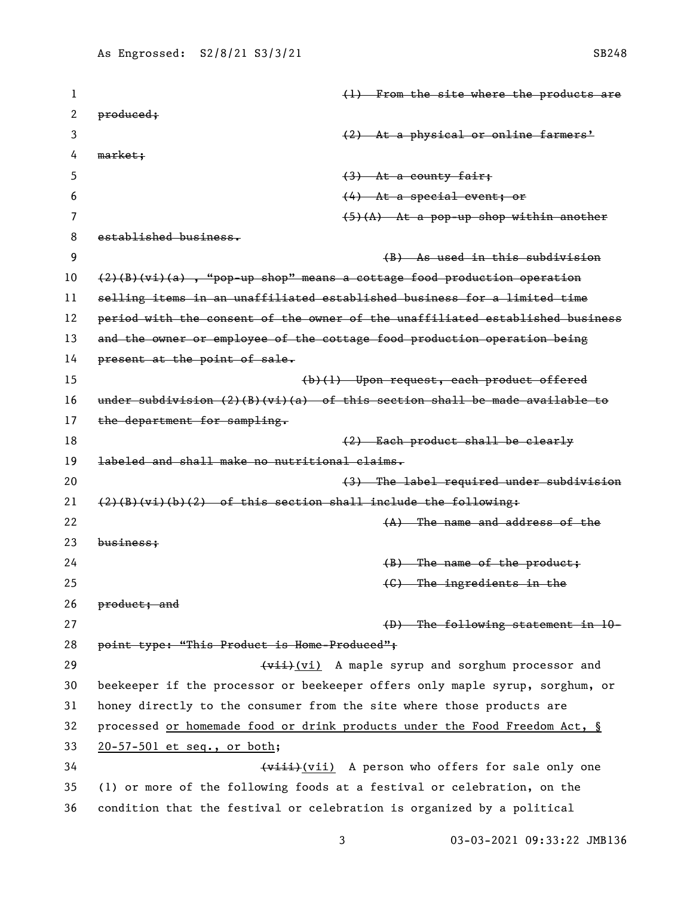~~(1) From the site where the products are produced;~~

~~(2) At a physical or online farmers' market;~~

~~(3) At a county fair;~~

~~(4) At a special event; or~~

~~(5)(A) At a pop-up shop within another established business.~~

~~(B) As used in this subdivision (2)(B)(vi)(a), "pop-up shop" means a cottage food production operation selling items in an unaffiliated established business for a limited time period with the consent of the owner of the unaffiliated established business and the owner or employee of the cottage food production operation being present at the point of sale.~~

~~(b)(1) Upon request, each product offered under subdivision (2)(B)(vi)(a) of this section shall be made available to the department for sampling.~~

~~(2) Each product shall be clearly labeled and shall make no nutritional claims.~~

~~(3) The label required under subdivision (2)(B)(vi)(b)(2) of this section shall include the following:~~

~~(A) The name and address of the business;~~

~~(B) The name of the product;~~

~~(C) The ingredients in the product; and~~

~~(D) The following statement in 10-point type: "This Product is Home-Produced";~~

~~(vii)~~(vi) A maple syrup and sorghum processor and beekeeper if the processor or beekeeper offers only maple syrup, sorghum, or honey directly to the consumer from the site where those products are processed <u>or homemade food or drink products under the Food Freedom Act, § 20-57-501 et seq., or both</u>;

~~(viii)~~(vii) A person who offers for sale only one (1) or more of the following foods at a festival or celebration, on the condition that the festival or celebration is organized by a political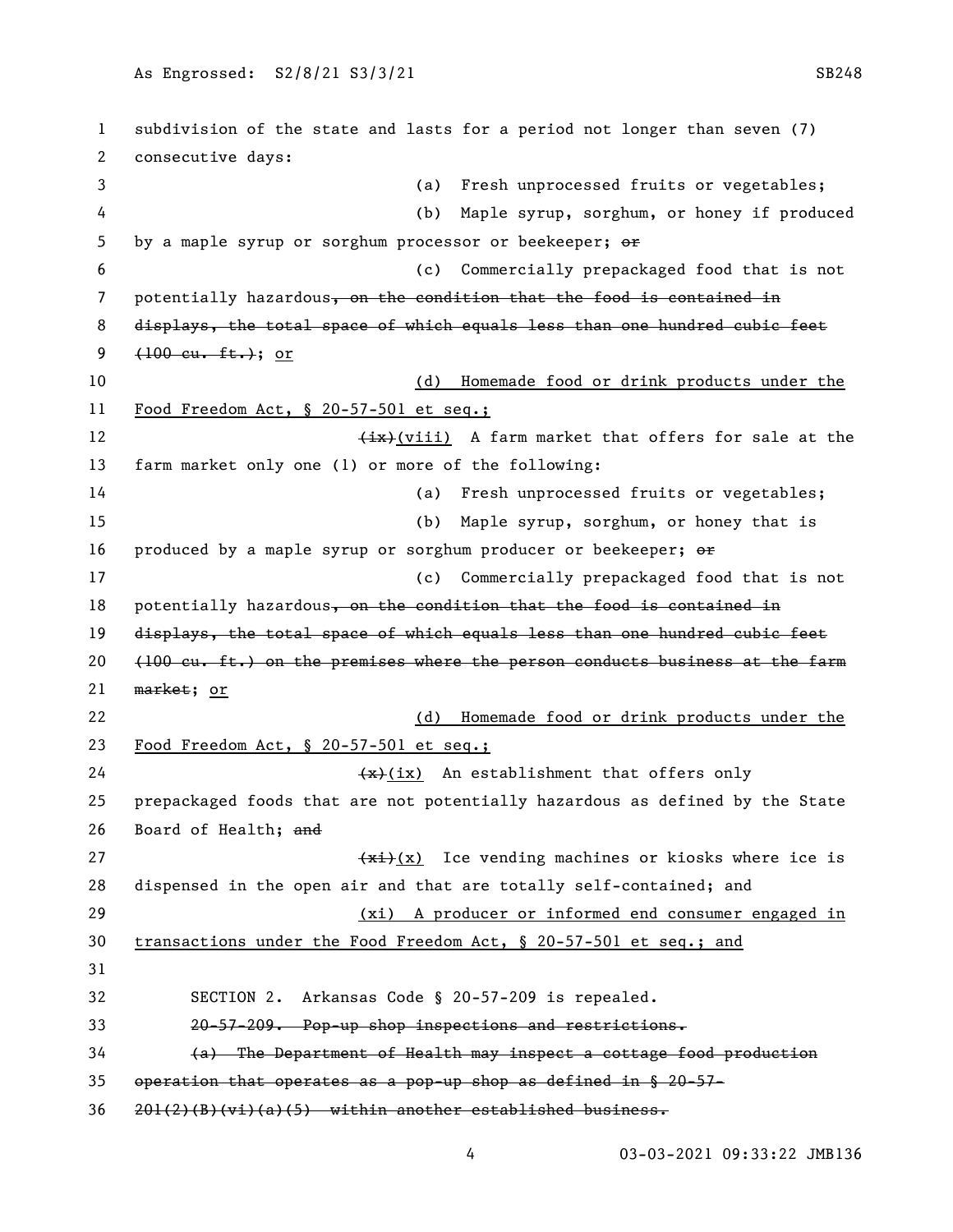subdivision of the state and lasts for a period not longer than seven (7) consecutive days:

(a) Fresh unprocessed fruits or vegetables;

(b) Maple syrup, sorghum, or honey if produced by a maple syrup or sorghum processor or beekeeper; ~~or~~

(c) Commercially prepackaged food that is not potentially hazardous~~, on the condition that the food is contained in displays, the total space of which equals less than one hundred cubic feet (100 cu. ft.)~~; or

(d) Homemade food or drink products under the Food Freedom Act, § 20-57-501 et seq.;

~~(ix)~~(viii) A farm market that offers for sale at the farm market only one (1) or more of the following:

(a) Fresh unprocessed fruits or vegetables;

(b) Maple syrup, sorghum, or honey that is produced by a maple syrup or sorghum producer or beekeeper; ~~or~~

(c) Commercially prepackaged food that is not potentially hazardous~~, on the condition that the food is contained in displays, the total space of which equals less than one hundred cubic feet (100 cu. ft.) on the premises where the person conducts business at the farm market~~; or

(d) Homemade food or drink products under the Food Freedom Act, § 20-57-501 et seq.;

~~(x)~~(ix) An establishment that offers only prepackaged foods that are not potentially hazardous as defined by the State Board of Health; ~~and~~

~~(xi)~~(x) Ice vending machines or kiosks where ice is dispensed in the open air and that are totally self-contained; and

(xi) A producer or informed end consumer engaged in transactions under the Food Freedom Act, § 20-57-501 et seq.; and

SECTION 2. Arkansas Code § 20-57-209 is repealed.

~~20-57-209. Pop-up shop inspections and restrictions.~~

~~(a) The Department of Health may inspect a cottage food production operation that operates as a pop-up shop as defined in § 20-57-201(2)(B)(vi)(a)(5) within another established business.~~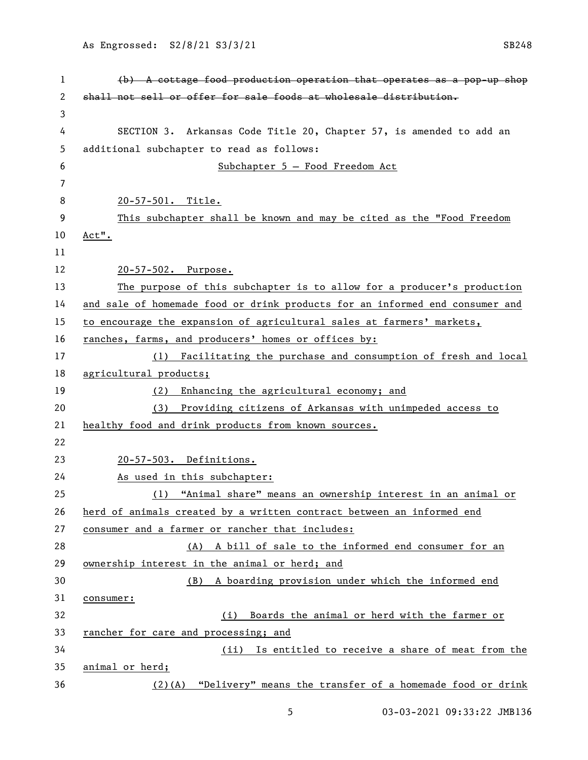~~(b) A cottage food production operation that operates as a pop-up shop shall not sell or offer for sale foods at wholesale distribution.~~

SECTION 3. Arkansas Code Title 20, Chapter 57, is amended to add an additional subchapter to read as follows:

<u>Subchapter 5 — Food Freedom Act</u>

<u>20-57-501. Title.</u>

<u>This subchapter shall be known and may be cited as the "Food Freedom Act".</u>

<u>20-57-502. Purpose.</u>

<u>The purpose of this subchapter is to allow for a producer's production and sale of homemade food or drink products for an informed end consumer and to encourage the expansion of agricultural sales at farmers' markets, ranches, farms, and producers' homes or offices by:</u>

<u>(1) Facilitating the purchase and consumption of fresh and local agricultural products;</u>

<u>(2) Enhancing the agricultural economy; and</u>

<u>(3) Providing citizens of Arkansas with unimpeded access to healthy food and drink products from known sources.</u>

<u>20-57-503. Definitions.</u>

<u>As used in this subchapter:</u>

<u>(1) "Animal share" means an ownership interest in an animal or herd of animals created by a written contract between an informed end consumer and a farmer or rancher that includes:</u>

<u>(A) A bill of sale to the informed end consumer for an ownership interest in the animal or herd; and</u>

<u>(B) A boarding provision under which the informed end consumer:</u>

<u>(i) Boards the animal or herd with the farmer or rancher for care and processing; and</u>

<u>(ii) Is entitled to receive a share of meat from the animal or herd;</u>

<u>(2)(A) "Delivery" means the transfer of a homemade food or drink</u>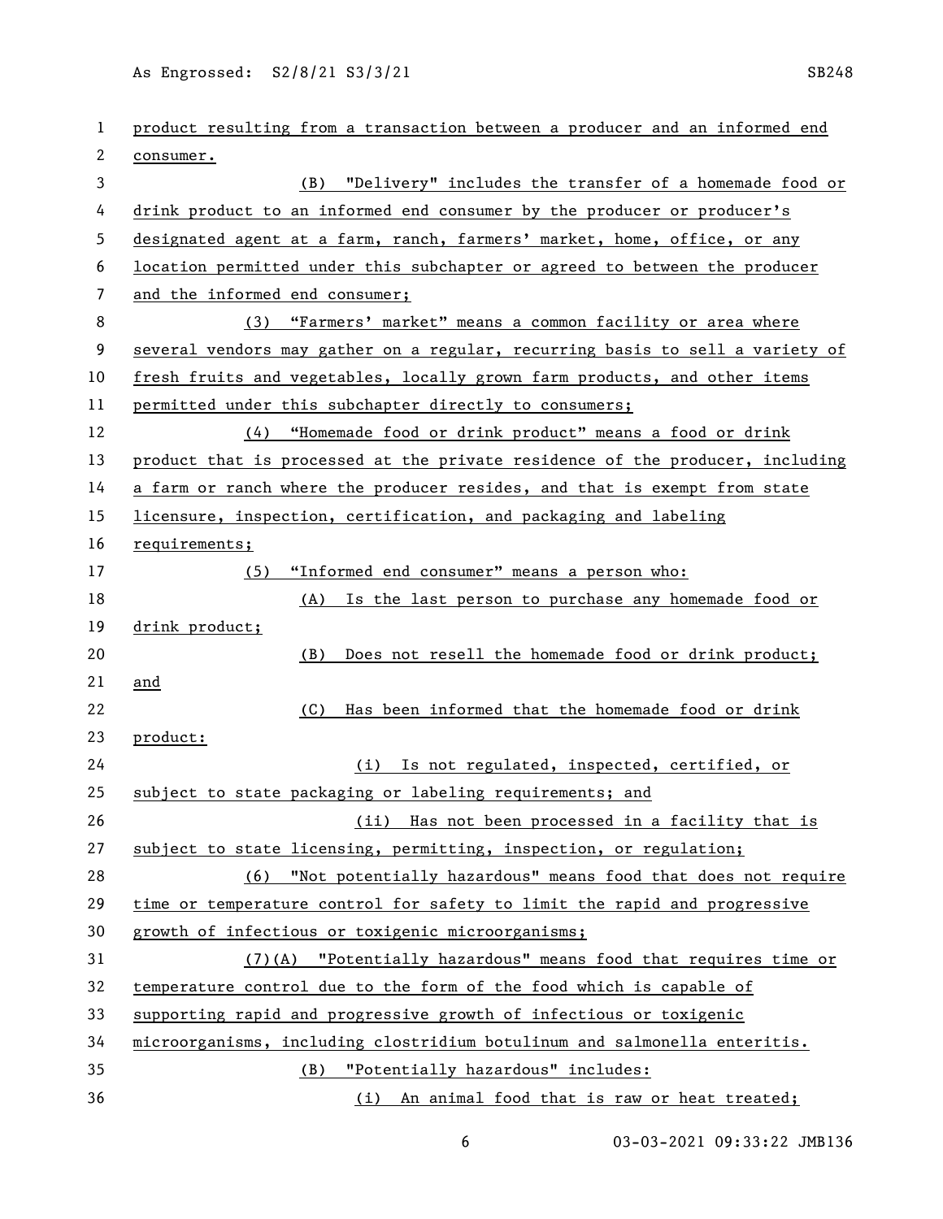product resulting from a transaction between a producer and an informed end consumer.

(B) "Delivery" includes the transfer of a homemade food or drink product to an informed end consumer by the producer or producer's designated agent at a farm, ranch, farmers' market, home, office, or any location permitted under this subchapter or agreed to between the producer and the informed end consumer;

(3) "Farmers' market" means a common facility or area where several vendors may gather on a regular, recurring basis to sell a variety of fresh fruits and vegetables, locally grown farm products, and other items permitted under this subchapter directly to consumers;

(4) "Homemade food or drink product" means a food or drink product that is processed at the private residence of the producer, including a farm or ranch where the producer resides, and that is exempt from state licensure, inspection, certification, and packaging and labeling requirements;

(5) "Informed end consumer" means a person who:

(A) Is the last person to purchase any homemade food or drink product;

(B) Does not resell the homemade food or drink product; and

(C) Has been informed that the homemade food or drink product:

(i) Is not regulated, inspected, certified, or subject to state packaging or labeling requirements; and

(ii) Has not been processed in a facility that is subject to state licensing, permitting, inspection, or regulation;

(6) "Not potentially hazardous" means food that does not require time or temperature control for safety to limit the rapid and progressive growth of infectious or toxigenic microorganisms;

(7)(A) "Potentially hazardous" means food that requires time or temperature control due to the form of the food which is capable of supporting rapid and progressive growth of infectious or toxigenic microorganisms, including clostridium botulinum and salmonella enteritis.

(B) "Potentially hazardous" includes:

(i) An animal food that is raw or heat treated;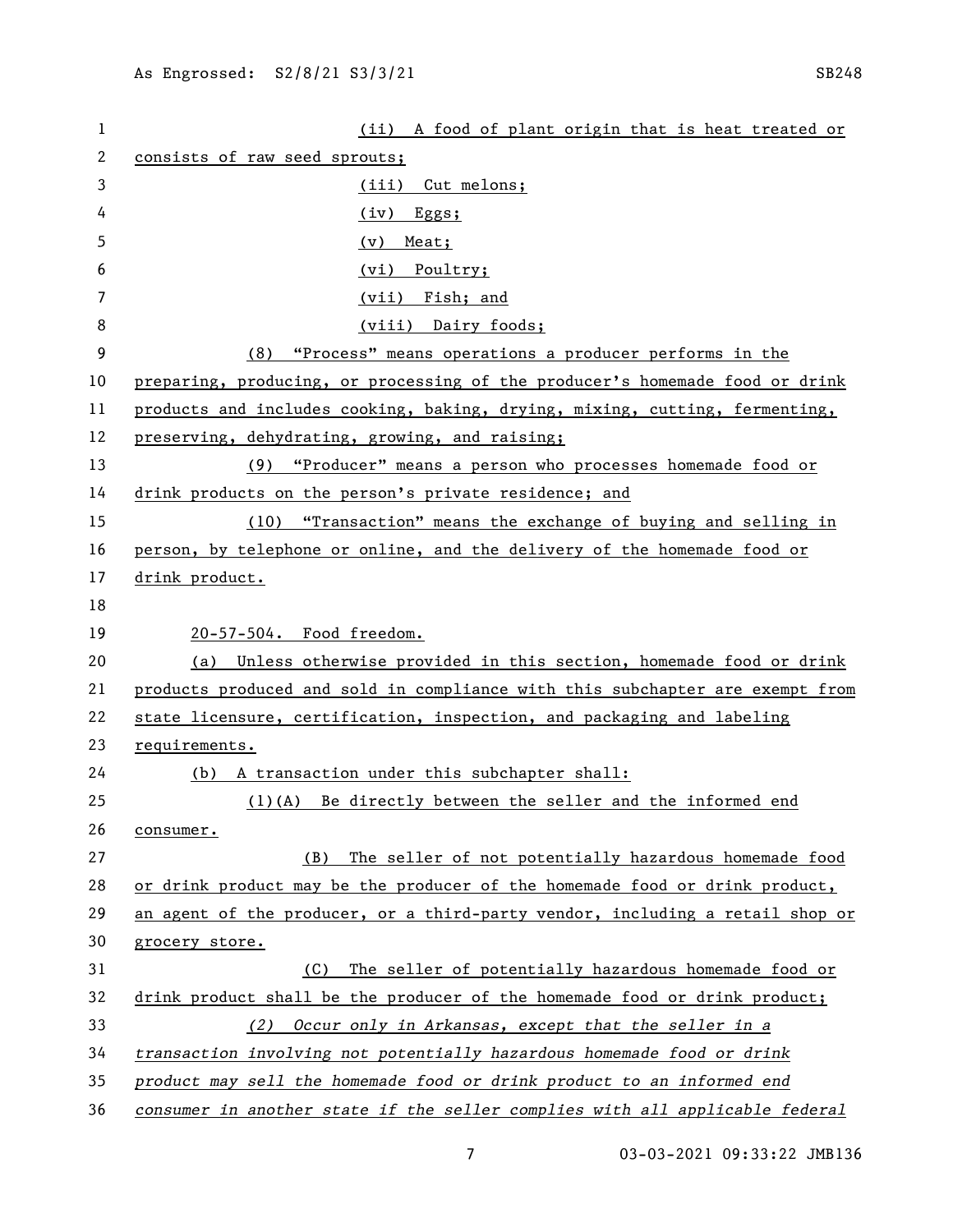(ii) A food of plant origin that is heat treated or consists of raw seed sprouts;

(iii) Cut melons;

(iv) Eggs;

(v) Meat;

(vi) Poultry;

(vii) Fish; and

(viii) Dairy foods;

(8) "Process" means operations a producer performs in the preparing, producing, or processing of the producer's homemade food or drink products and includes cooking, baking, drying, mixing, cutting, fermenting, preserving, dehydrating, growing, and raising;

(9) "Producer" means a person who processes homemade food or drink products on the person's private residence; and

(10) "Transaction" means the exchange of buying and selling in person, by telephone or online, and the delivery of the homemade food or drink product.

20-57-504. Food freedom.

(a) Unless otherwise provided in this section, homemade food or drink products produced and sold in compliance with this subchapter are exempt from state licensure, certification, inspection, and packaging and labeling requirements.

(b) A transaction under this subchapter shall:

(1)(A) Be directly between the seller and the informed end consumer.

(B) The seller of not potentially hazardous homemade food or drink product may be the producer of the homemade food or drink product, an agent of the producer, or a third-party vendor, including a retail shop or grocery store.

(C) The seller of potentially hazardous homemade food or drink product shall be the producer of the homemade food or drink product;

*(2) Occur only in Arkansas, except that the seller in a transaction involving not potentially hazardous homemade food or drink product may sell the homemade food or drink product to an informed end consumer in another state if the seller complies with all applicable federal*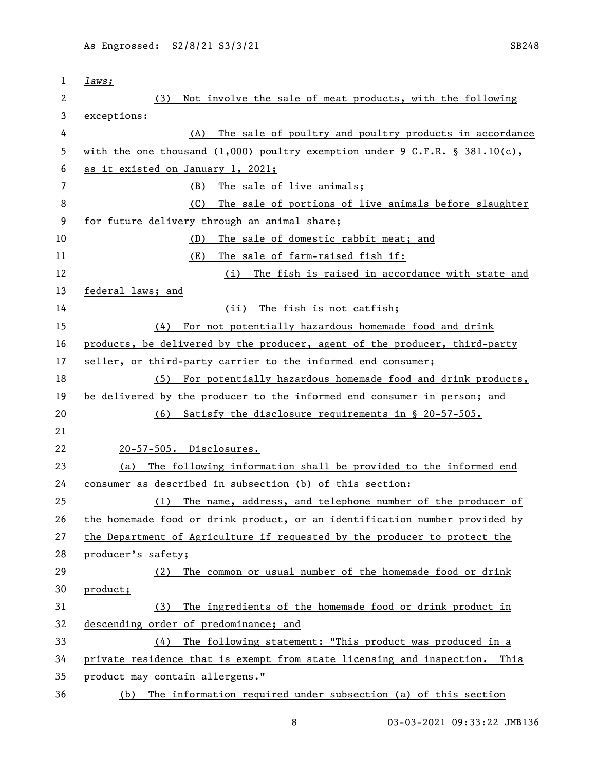*laws;*

(3) Not involve the sale of meat products, with the following exceptions:

(A) The sale of poultry and poultry products in accordance with the one thousand (1,000) poultry exemption under 9 C.F.R. § 381.10(c), as it existed on January 1, 2021;

(B) The sale of live animals;

(C) The sale of portions of live animals before slaughter for future delivery through an animal share;

(D) The sale of domestic rabbit meat; and

(E) The sale of farm-raised fish if:

(i) The fish is raised in accordance with state and federal laws; and

(ii) The fish is not catfish;

(4) For not potentially hazardous homemade food and drink products, be delivered by the producer, agent of the producer, third-party seller, or third-party carrier to the informed end consumer;

(5) For potentially hazardous homemade food and drink products, be delivered by the producer to the informed end consumer in person; and

(6) Satisfy the disclosure requirements in § 20-57-505.

20-57-505. Disclosures.

(a) The following information shall be provided to the informed end consumer as described in subsection (b) of this section:

(1) The name, address, and telephone number of the producer of the homemade food or drink product, or an identification number provided by the Department of Agriculture if requested by the producer to protect the producer's safety;

(2) The common or usual number of the homemade food or drink product;

(3) The ingredients of the homemade food or drink product in descending order of predominance; and

(4) The following statement: "This product was produced in a private residence that is exempt from state licensing and inspection. This product may contain allergens."

(b) The information required under subsection (a) of this section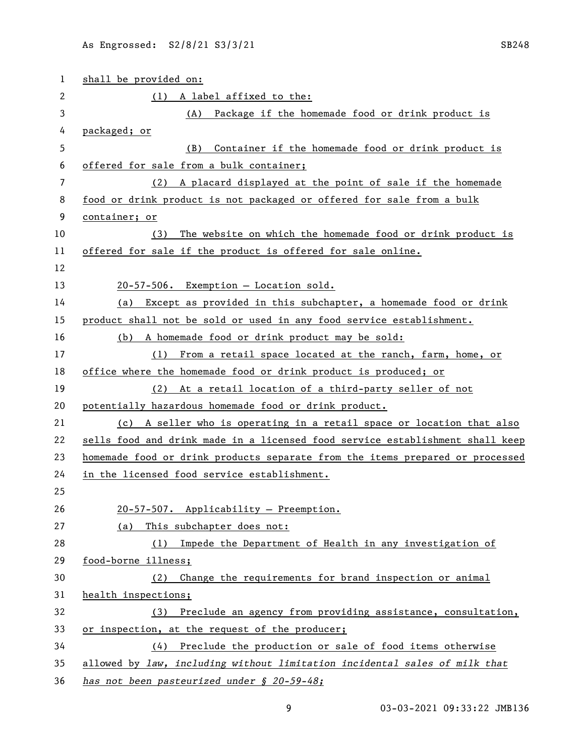shall be provided on:

(1) A label affixed to the:

(A) Package if the homemade food or drink product is packaged; or

(B) Container if the homemade food or drink product is offered for sale from a bulk container;

(2) A placard displayed at the point of sale if the homemade food or drink product is not packaged or offered for sale from a bulk container; or

(3) The website on which the homemade food or drink product is offered for sale if the product is offered for sale online.

20-57-506. Exemption — Location sold.

(a) Except as provided in this subchapter, a homemade food or drink product shall not be sold or used in any food service establishment.

(b) A homemade food or drink product may be sold:

(1) From a retail space located at the ranch, farm, home, or office where the homemade food or drink product is produced; or

(2) At a retail location of a third-party seller of not potentially hazardous homemade food or drink product.

(c) A seller who is operating in a retail space or location that also sells food and drink made in a licensed food service establishment shall keep homemade food or drink products separate from the items prepared or processed in the licensed food service establishment.

20-57-507. Applicability — Preemption.

(a) This subchapter does not:

(1) Impede the Department of Health in any investigation of food-borne illness;

(2) Change the requirements for brand inspection or animal health inspections;

(3) Preclude an agency from providing assistance, consultation, or inspection, at the request of the producer;

(4) Preclude the production or sale of food items otherwise allowed by *law, including without limitation incidental sales of milk that has not been pasteurized under § 20-59-48;*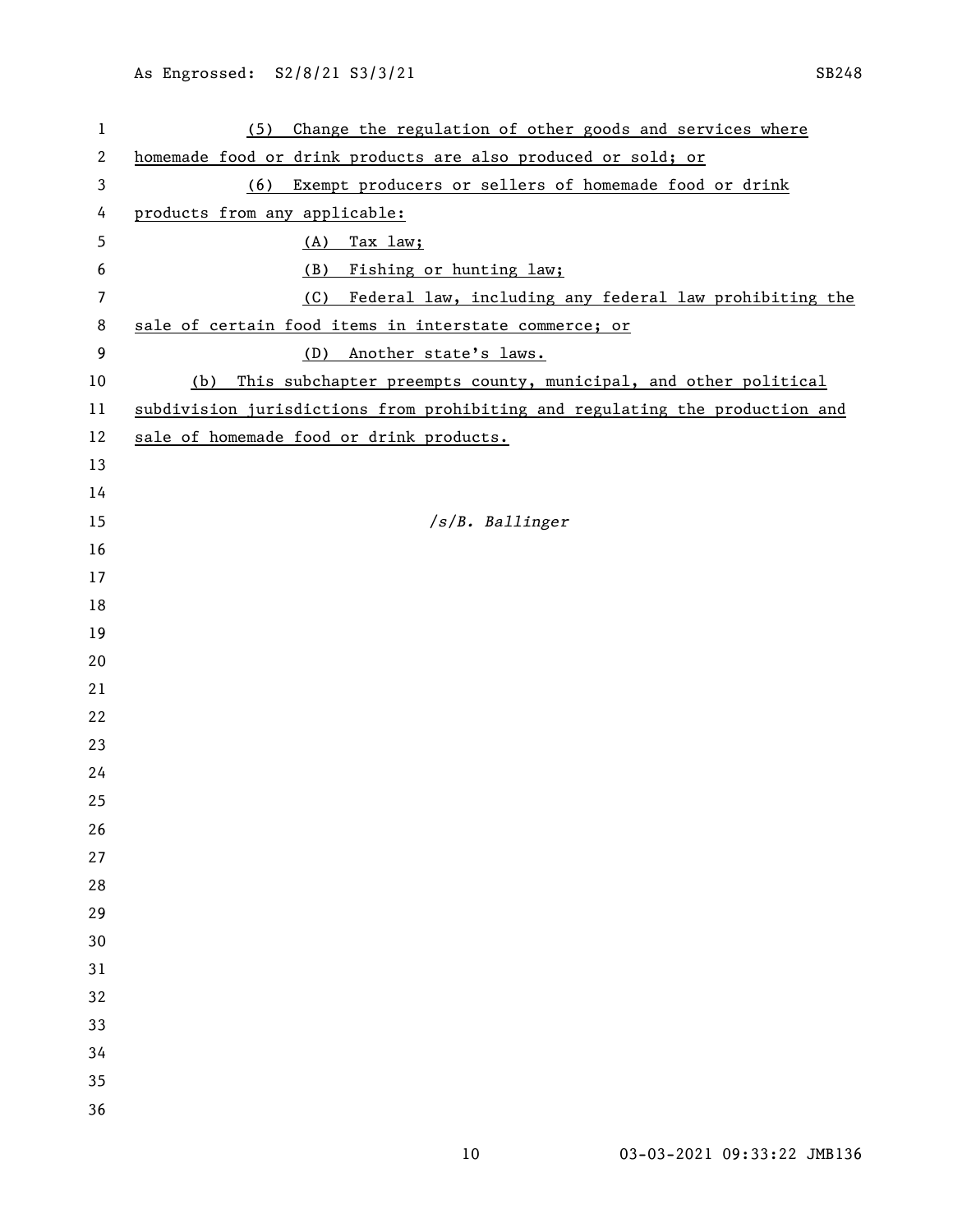(5) Change the regulation of other goods and services where homemade food or drink products are also produced or sold; or

(6) Exempt producers or sellers of homemade food or drink products from any applicable:

(A) Tax law;

(B) Fishing or hunting law;

(C) Federal law, including any federal law prohibiting the sale of certain food items in interstate commerce; or

(D) Another state's laws.

(b) This subchapter preempts county, municipal, and other political subdivision jurisdictions from prohibiting and regulating the production and sale of homemade food or drink products.

*/s/B. Ballinger*